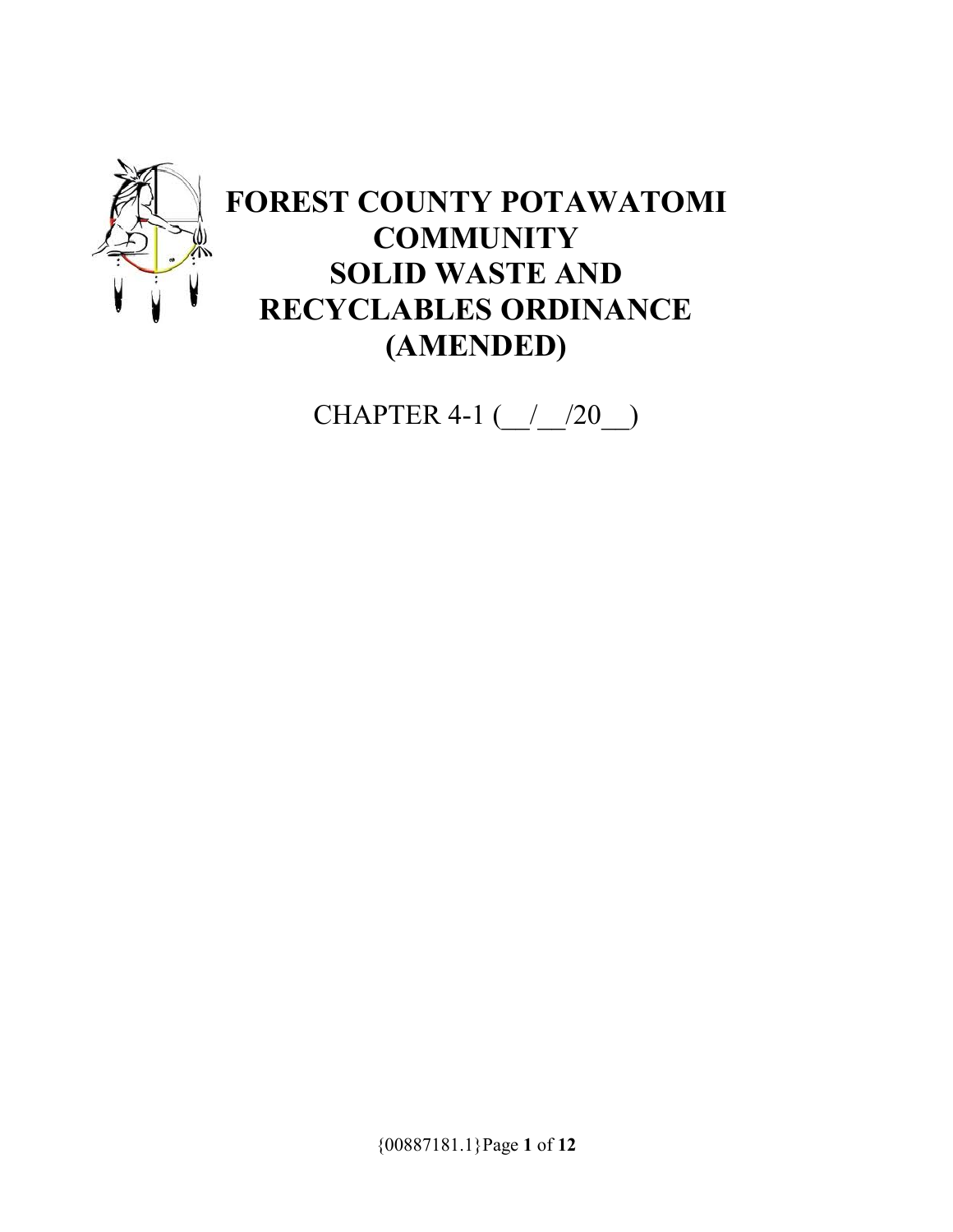# FOREST COUNTY POTAWATOMI COMMUNITY SOLID WASTE AND RECYCLABLES ORDINANCE (AMENDED)

CHAPTER 4-1 (__/__/20__)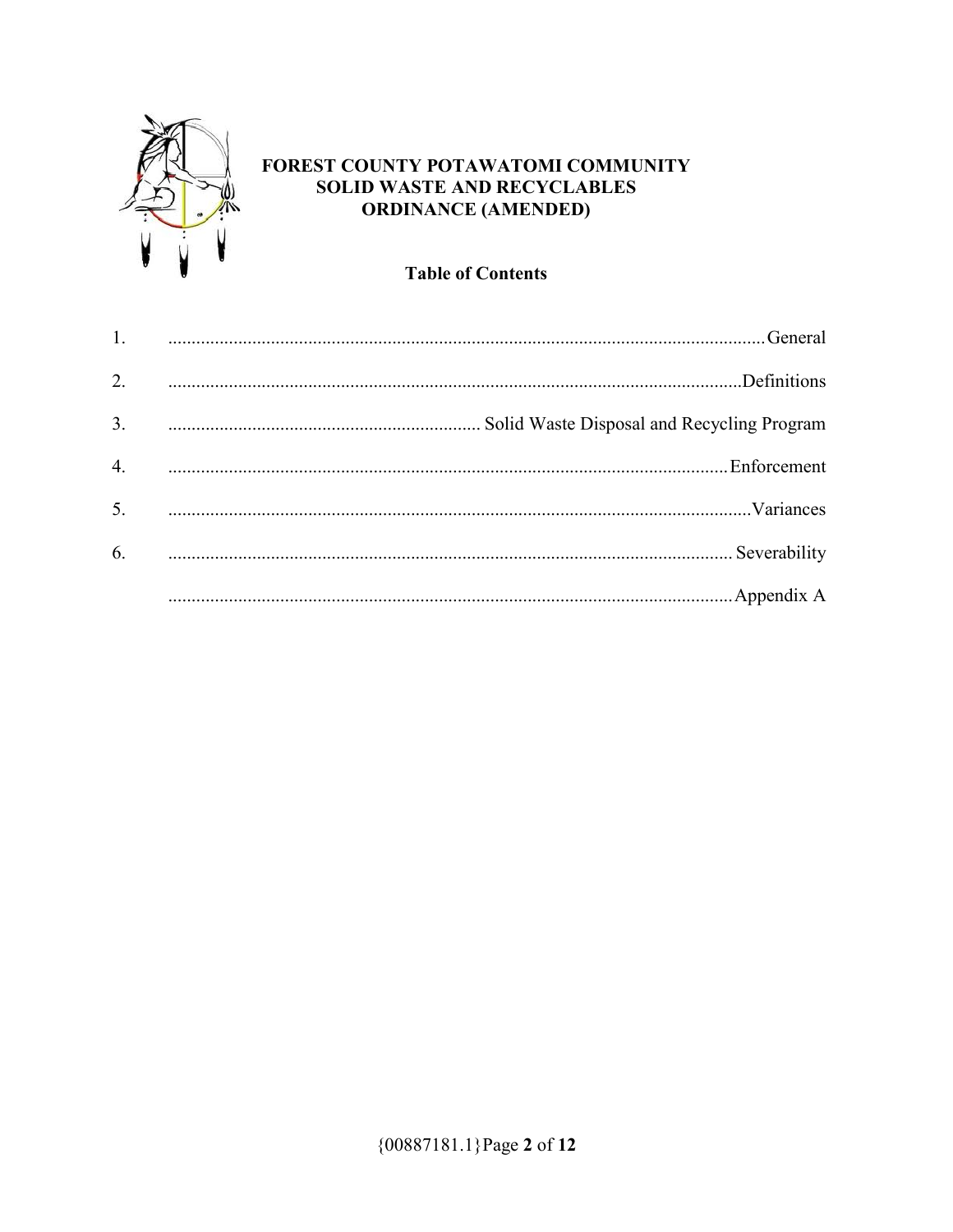# FOREST COUNTY POTAWATOMI COMMUNITY SOLID WASTE AND RECYCLABLES ORDINANCE (AMENDED)

## Table of Contents

1. ........................................................................................................................ General
2. ........................................................................................................................ Definitions
3. ........................................................................ Solid Waste Disposal and Recycling Program
4. ........................................................................................................................ Enforcement
5. ........................................................................................................................ Variances
6. ........................................................................................................................ Severability

........................................................................................................................ Appendix A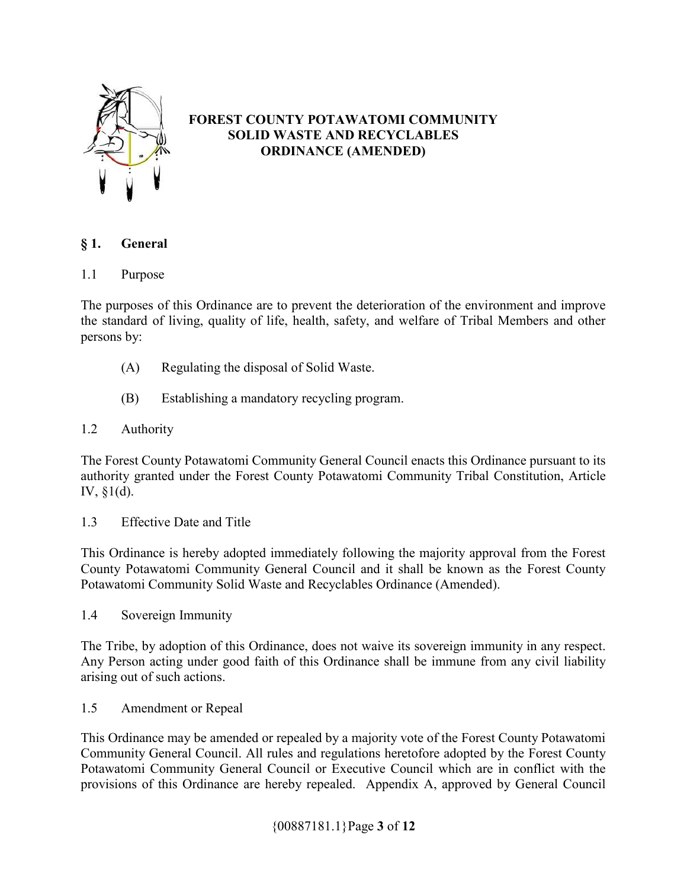# FOREST COUNTY POTAWATOMI COMMUNITY SOLID WASTE AND RECYCLABLES ORDINANCE (AMENDED)

## § 1. General

### 1.1 Purpose

The purposes of this Ordinance are to prevent the deterioration of the environment and improve the standard of living, quality of life, health, safety, and welfare of Tribal Members and other persons by:

(A) Regulating the disposal of Solid Waste.

(B) Establishing a mandatory recycling program.

### 1.2 Authority

The Forest County Potawatomi Community General Council enacts this Ordinance pursuant to its authority granted under the Forest County Potawatomi Community Tribal Constitution, Article IV, §1(d).

### 1.3 Effective Date and Title

This Ordinance is hereby adopted immediately following the majority approval from the Forest County Potawatomi Community General Council and it shall be known as the Forest County Potawatomi Community Solid Waste and Recyclables Ordinance (Amended).

### 1.4 Sovereign Immunity

The Tribe, by adoption of this Ordinance, does not waive its sovereign immunity in any respect. Any Person acting under good faith of this Ordinance shall be immune from any civil liability arising out of such actions.

### 1.5 Amendment or Repeal

This Ordinance may be amended or repealed by a majority vote of the Forest County Potawatomi Community General Council. All rules and regulations heretofore adopted by the Forest County Potawatomi Community General Council or Executive Council which are in conflict with the provisions of this Ordinance are hereby repealed. Appendix A, approved by General Council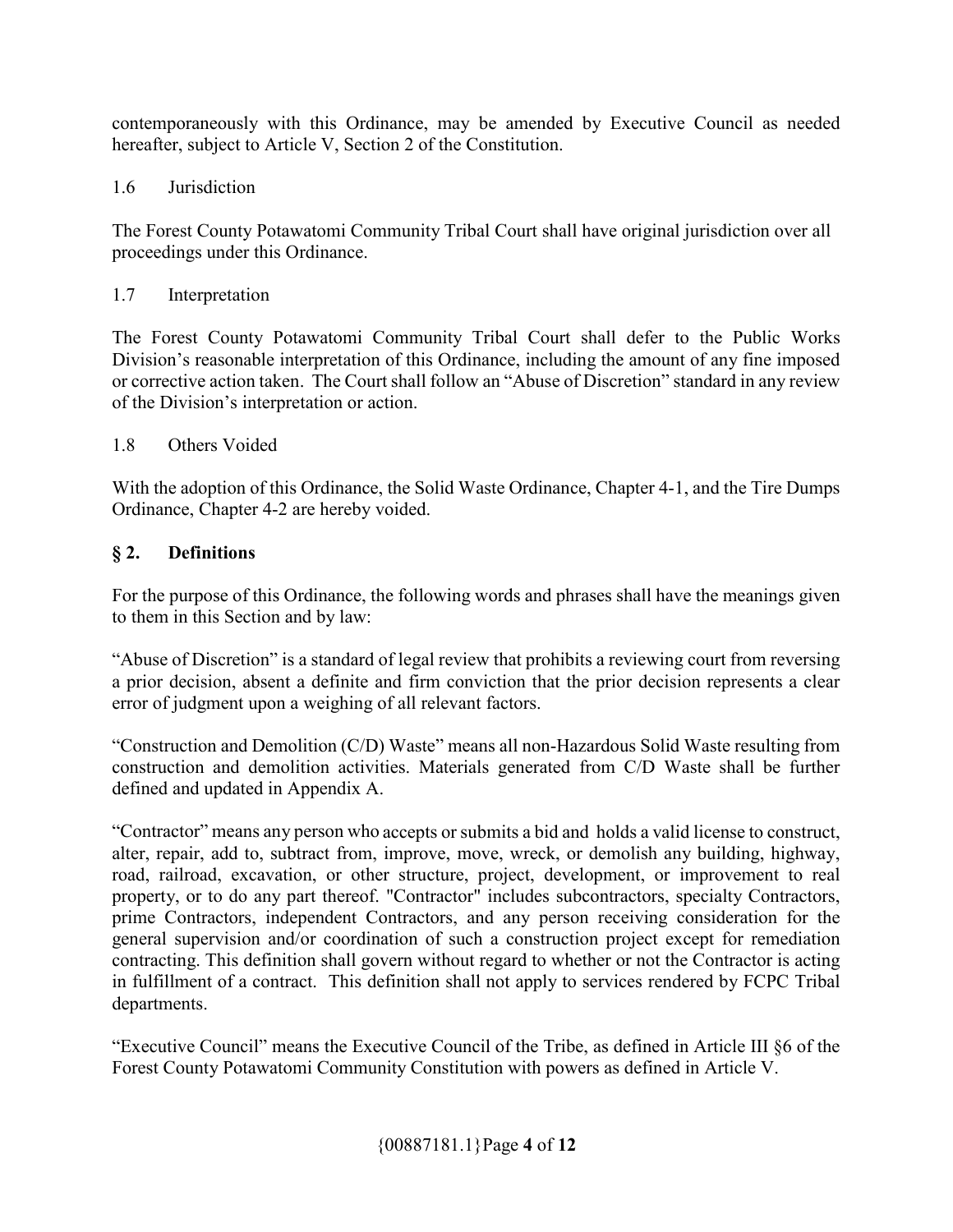contemporaneously with this Ordinance, may be amended by Executive Council as needed hereafter, subject to Article V, Section 2 of the Constitution.

### 1.6 Jurisdiction

The Forest County Potawatomi Community Tribal Court shall have original jurisdiction over all proceedings under this Ordinance.

### 1.7 Interpretation

The Forest County Potawatomi Community Tribal Court shall defer to the Public Works Division's reasonable interpretation of this Ordinance, including the amount of any fine imposed or corrective action taken. The Court shall follow an "Abuse of Discretion" standard in any review of the Division's interpretation or action.

### 1.8 Others Voided

With the adoption of this Ordinance, the Solid Waste Ordinance, Chapter 4-1, and the Tire Dumps Ordinance, Chapter 4-2 are hereby voided.

## § 2. Definitions

For the purpose of this Ordinance, the following words and phrases shall have the meanings given to them in this Section and by law:

"Abuse of Discretion" is a standard of legal review that prohibits a reviewing court from reversing a prior decision, absent a definite and firm conviction that the prior decision represents a clear error of judgment upon a weighing of all relevant factors.

"Construction and Demolition (C/D) Waste" means all non-Hazardous Solid Waste resulting from construction and demolition activities. Materials generated from C/D Waste shall be further defined and updated in Appendix A.

"Contractor" means any person who accepts or submits a bid and holds a valid license to construct, alter, repair, add to, subtract from, improve, move, wreck, or demolish any building, highway, road, railroad, excavation, or other structure, project, development, or improvement to real property, or to do any part thereof. "Contractor" includes subcontractors, specialty Contractors, prime Contractors, independent Contractors, and any person receiving consideration for the general supervision and/or coordination of such a construction project except for remediation contracting. This definition shall govern without regard to whether or not the Contractor is acting in fulfillment of a contract. This definition shall not apply to services rendered by FCPC Tribal departments.

"Executive Council" means the Executive Council of the Tribe, as defined in Article III §6 of the Forest County Potawatomi Community Constitution with powers as defined in Article V.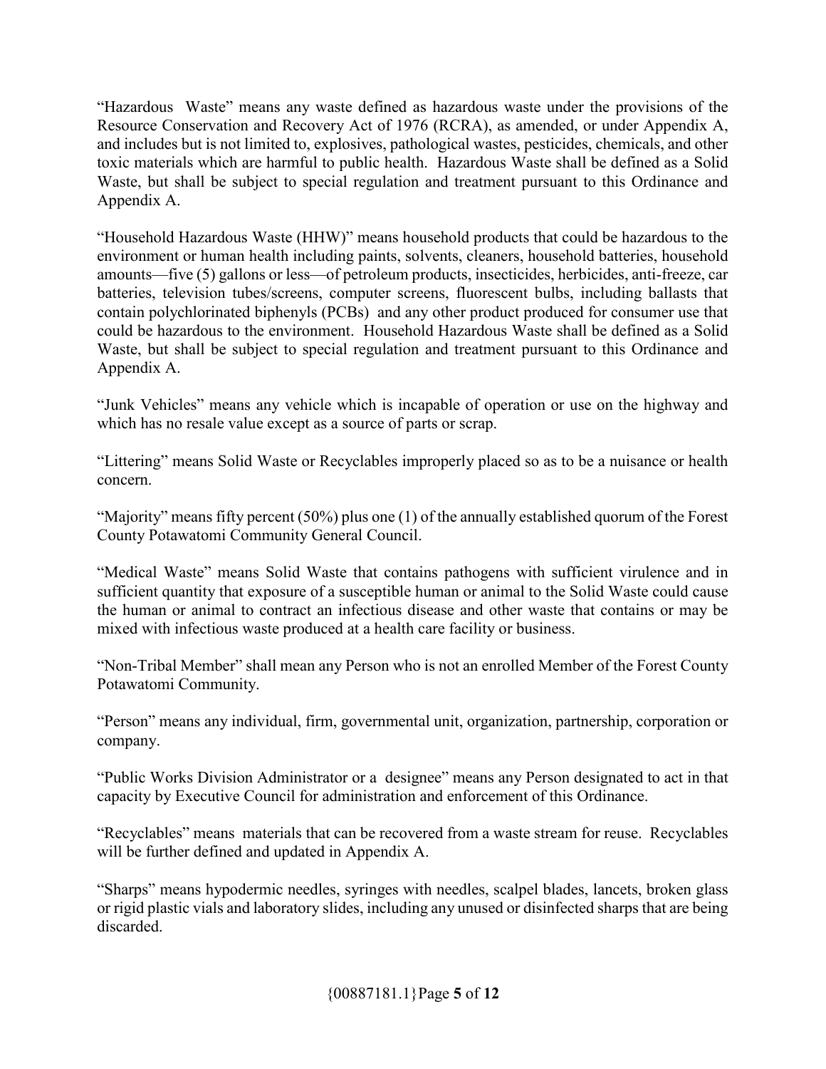"Hazardous Waste" means any waste defined as hazardous waste under the provisions of the Resource Conservation and Recovery Act of 1976 (RCRA), as amended, or under Appendix A, and includes but is not limited to, explosives, pathological wastes, pesticides, chemicals, and other toxic materials which are harmful to public health. Hazardous Waste shall be defined as a Solid Waste, but shall be subject to special regulation and treatment pursuant to this Ordinance and Appendix A.

"Household Hazardous Waste (HHW)" means household products that could be hazardous to the environment or human health including paints, solvents, cleaners, household batteries, household amounts—five (5) gallons or less—of petroleum products, insecticides, herbicides, anti-freeze, car batteries, television tubes/screens, computer screens, fluorescent bulbs, including ballasts that contain polychlorinated biphenyls (PCBs) and any other product produced for consumer use that could be hazardous to the environment. Household Hazardous Waste shall be defined as a Solid Waste, but shall be subject to special regulation and treatment pursuant to this Ordinance and Appendix A.

"Junk Vehicles" means any vehicle which is incapable of operation or use on the highway and which has no resale value except as a source of parts or scrap.

"Littering" means Solid Waste or Recyclables improperly placed so as to be a nuisance or health concern.

"Majority" means fifty percent (50%) plus one (1) of the annually established quorum of the Forest County Potawatomi Community General Council.

"Medical Waste" means Solid Waste that contains pathogens with sufficient virulence and in sufficient quantity that exposure of a susceptible human or animal to the Solid Waste could cause the human or animal to contract an infectious disease and other waste that contains or may be mixed with infectious waste produced at a health care facility or business.

"Non-Tribal Member" shall mean any Person who is not an enrolled Member of the Forest County Potawatomi Community.

"Person" means any individual, firm, governmental unit, organization, partnership, corporation or company.

"Public Works Division Administrator or a designee" means any Person designated to act in that capacity by Executive Council for administration and enforcement of this Ordinance.

"Recyclables" means materials that can be recovered from a waste stream for reuse. Recyclables will be further defined and updated in Appendix A.

"Sharps" means hypodermic needles, syringes with needles, scalpel blades, lancets, broken glass or rigid plastic vials and laboratory slides, including any unused or disinfected sharps that are being discarded.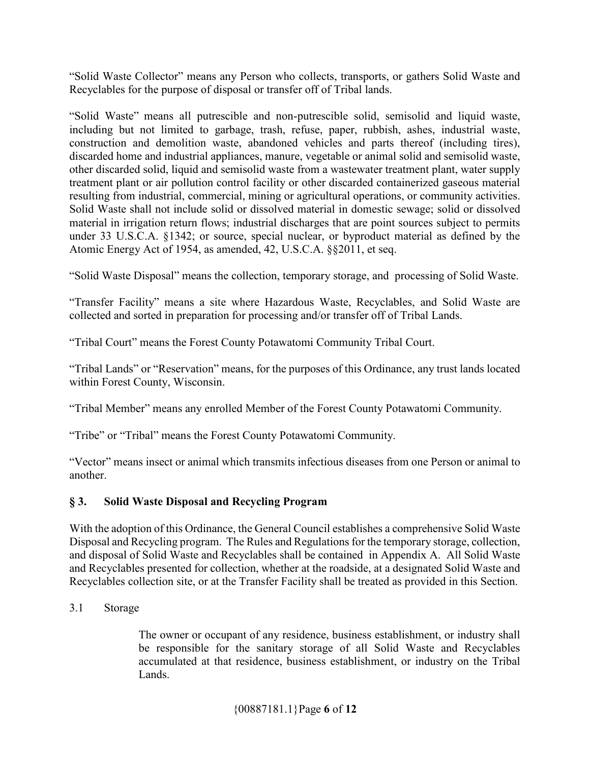"Solid Waste Collector" means any Person who collects, transports, or gathers Solid Waste and Recyclables for the purpose of disposal or transfer off of Tribal lands.

"Solid Waste" means all putrescible and non-putrescible solid, semisolid and liquid waste, including but not limited to garbage, trash, refuse, paper, rubbish, ashes, industrial waste, construction and demolition waste, abandoned vehicles and parts thereof (including tires), discarded home and industrial appliances, manure, vegetable or animal solid and semisolid waste, other discarded solid, liquid and semisolid waste from a wastewater treatment plant, water supply treatment plant or air pollution control facility or other discarded containerized gaseous material resulting from industrial, commercial, mining or agricultural operations, or community activities. Solid Waste shall not include solid or dissolved material in domestic sewage; solid or dissolved material in irrigation return flows; industrial discharges that are point sources subject to permits under 33 U.S.C.A. §1342; or source, special nuclear, or byproduct material as defined by the Atomic Energy Act of 1954, as amended, 42, U.S.C.A. §§2011, et seq.

"Solid Waste Disposal" means the collection, temporary storage, and processing of Solid Waste.

"Transfer Facility" means a site where Hazardous Waste, Recyclables, and Solid Waste are collected and sorted in preparation for processing and/or transfer off of Tribal Lands.

"Tribal Court" means the Forest County Potawatomi Community Tribal Court.

"Tribal Lands" or "Reservation" means, for the purposes of this Ordinance, any trust lands located within Forest County, Wisconsin.

"Tribal Member" means any enrolled Member of the Forest County Potawatomi Community.

"Tribe" or "Tribal" means the Forest County Potawatomi Community.

"Vector" means insect or animal which transmits infectious diseases from one Person or animal to another.

## § 3. Solid Waste Disposal and Recycling Program

With the adoption of this Ordinance, the General Council establishes a comprehensive Solid Waste Disposal and Recycling program. The Rules and Regulations for the temporary storage, collection, and disposal of Solid Waste and Recyclables shall be contained in Appendix A. All Solid Waste and Recyclables presented for collection, whether at the roadside, at a designated Solid Waste and Recyclables collection site, or at the Transfer Facility shall be treated as provided in this Section.

3.1 Storage

The owner or occupant of any residence, business establishment, or industry shall be responsible for the sanitary storage of all Solid Waste and Recyclables accumulated at that residence, business establishment, or industry on the Tribal Lands.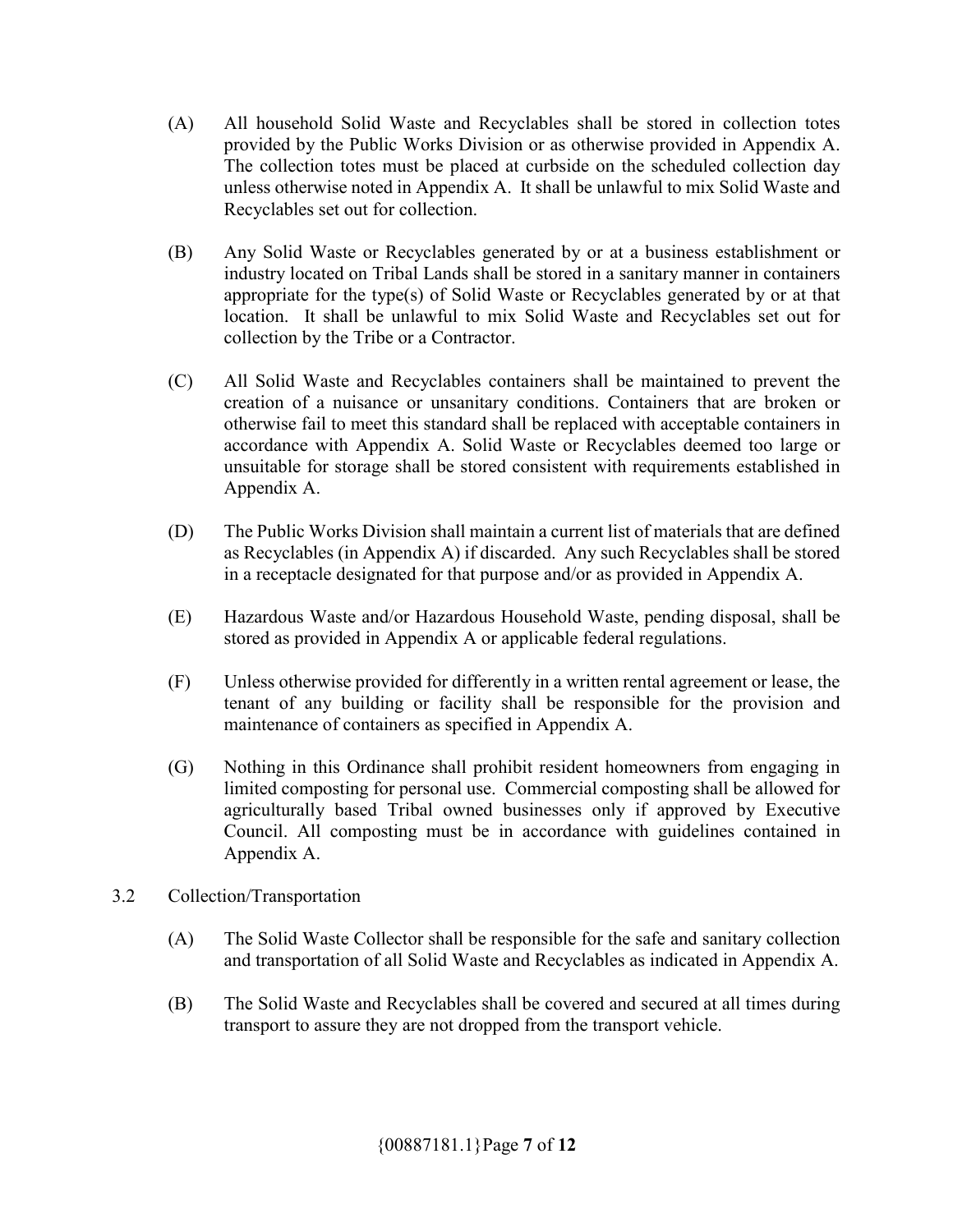(A) All household Solid Waste and Recyclables shall be stored in collection totes provided by the Public Works Division or as otherwise provided in Appendix A. The collection totes must be placed at curbside on the scheduled collection day unless otherwise noted in Appendix A. It shall be unlawful to mix Solid Waste and Recyclables set out for collection.

(B) Any Solid Waste or Recyclables generated by or at a business establishment or industry located on Tribal Lands shall be stored in a sanitary manner in containers appropriate for the type(s) of Solid Waste or Recyclables generated by or at that location. It shall be unlawful to mix Solid Waste and Recyclables set out for collection by the Tribe or a Contractor.

(C) All Solid Waste and Recyclables containers shall be maintained to prevent the creation of a nuisance or unsanitary conditions. Containers that are broken or otherwise fail to meet this standard shall be replaced with acceptable containers in accordance with Appendix A. Solid Waste or Recyclables deemed too large or unsuitable for storage shall be stored consistent with requirements established in Appendix A.

(D) The Public Works Division shall maintain a current list of materials that are defined as Recyclables (in Appendix A) if discarded. Any such Recyclables shall be stored in a receptacle designated for that purpose and/or as provided in Appendix A.

(E) Hazardous Waste and/or Hazardous Household Waste, pending disposal, shall be stored as provided in Appendix A or applicable federal regulations.

(F) Unless otherwise provided for differently in a written rental agreement or lease, the tenant of any building or facility shall be responsible for the provision and maintenance of containers as specified in Appendix A.

(G) Nothing in this Ordinance shall prohibit resident homeowners from engaging in limited composting for personal use. Commercial composting shall be allowed for agriculturally based Tribal owned businesses only if approved by Executive Council. All composting must be in accordance with guidelines contained in Appendix A.

3.2 Collection/Transportation

(A) The Solid Waste Collector shall be responsible for the safe and sanitary collection and transportation of all Solid Waste and Recyclables as indicated in Appendix A.

(B) The Solid Waste and Recyclables shall be covered and secured at all times during transport to assure they are not dropped from the transport vehicle.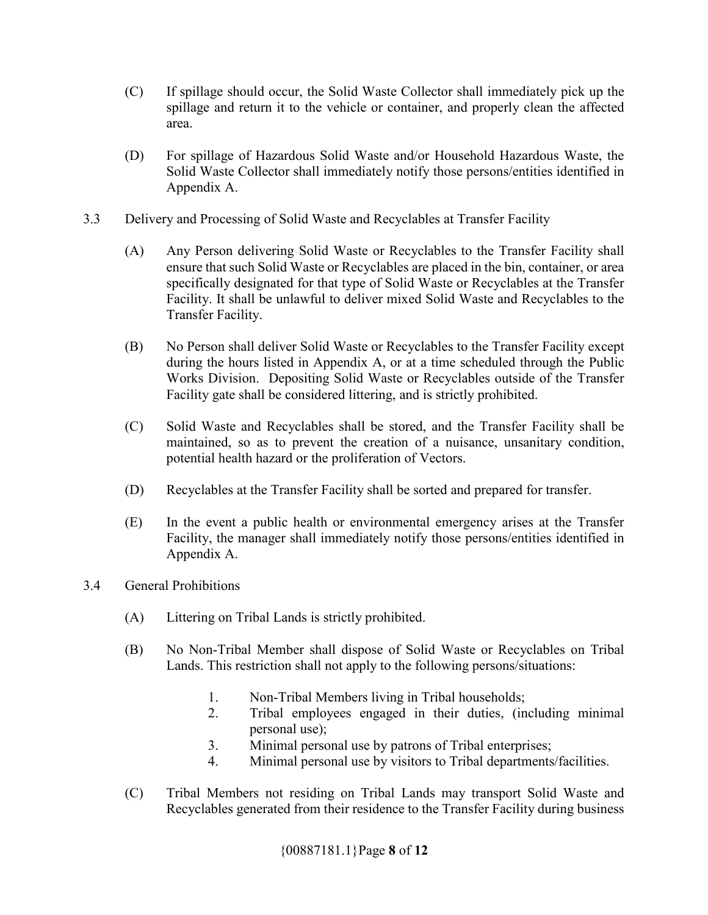(C) If spillage should occur, the Solid Waste Collector shall immediately pick up the spillage and return it to the vehicle or container, and properly clean the affected area.

(D) For spillage of Hazardous Solid Waste and/or Household Hazardous Waste, the Solid Waste Collector shall immediately notify those persons/entities identified in Appendix A.

3.3 Delivery and Processing of Solid Waste and Recyclables at Transfer Facility

(A) Any Person delivering Solid Waste or Recyclables to the Transfer Facility shall ensure that such Solid Waste or Recyclables are placed in the bin, container, or area specifically designated for that type of Solid Waste or Recyclables at the Transfer Facility. It shall be unlawful to deliver mixed Solid Waste and Recyclables to the Transfer Facility.

(B) No Person shall deliver Solid Waste or Recyclables to the Transfer Facility except during the hours listed in Appendix A, or at a time scheduled through the Public Works Division. Depositing Solid Waste or Recyclables outside of the Transfer Facility gate shall be considered littering, and is strictly prohibited.

(C) Solid Waste and Recyclables shall be stored, and the Transfer Facility shall be maintained, so as to prevent the creation of a nuisance, unsanitary condition, potential health hazard or the proliferation of Vectors.

(D) Recyclables at the Transfer Facility shall be sorted and prepared for transfer.

(E) In the event a public health or environmental emergency arises at the Transfer Facility, the manager shall immediately notify those persons/entities identified in Appendix A.

3.4 General Prohibitions

(A) Littering on Tribal Lands is strictly prohibited.

(B) No Non-Tribal Member shall dispose of Solid Waste or Recyclables on Tribal Lands. This restriction shall not apply to the following persons/situations:

1. Non-Tribal Members living in Tribal households;
2. Tribal employees engaged in their duties, (including minimal personal use);
3. Minimal personal use by patrons of Tribal enterprises;
4. Minimal personal use by visitors to Tribal departments/facilities.

(C) Tribal Members not residing on Tribal Lands may transport Solid Waste and Recyclables generated from their residence to the Transfer Facility during business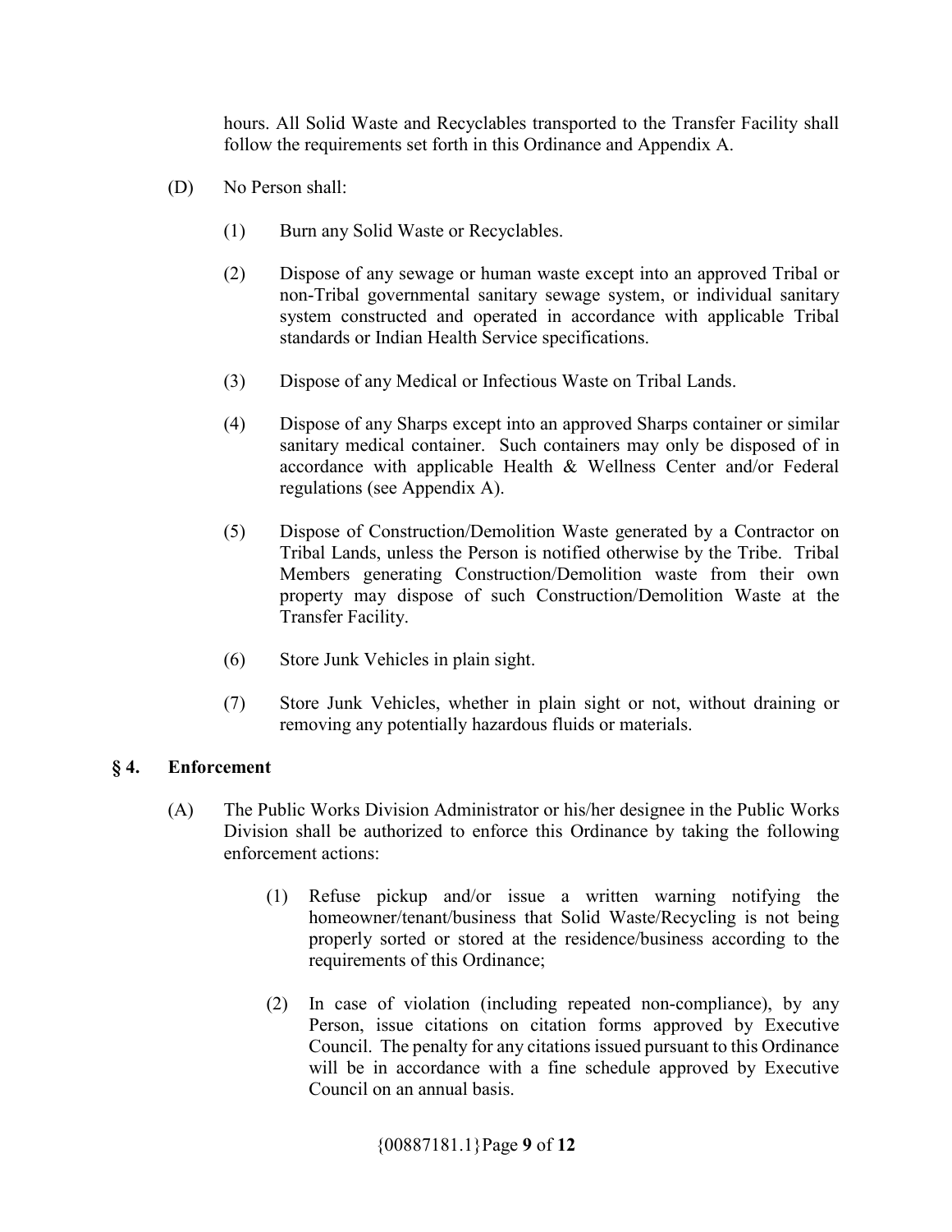hours. All Solid Waste and Recyclables transported to the Transfer Facility shall follow the requirements set forth in this Ordinance and Appendix A.

(D) No Person shall:

(1) Burn any Solid Waste or Recyclables.

(2) Dispose of any sewage or human waste except into an approved Tribal or non-Tribal governmental sanitary sewage system, or individual sanitary system constructed and operated in accordance with applicable Tribal standards or Indian Health Service specifications.

(3) Dispose of any Medical or Infectious Waste on Tribal Lands.

(4) Dispose of any Sharps except into an approved Sharps container or similar sanitary medical container. Such containers may only be disposed of in accordance with applicable Health & Wellness Center and/or Federal regulations (see Appendix A).

(5) Dispose of Construction/Demolition Waste generated by a Contractor on Tribal Lands, unless the Person is notified otherwise by the Tribe. Tribal Members generating Construction/Demolition waste from their own property may dispose of such Construction/Demolition Waste at the Transfer Facility.

(6) Store Junk Vehicles in plain sight.

(7) Store Junk Vehicles, whether in plain sight or not, without draining or removing any potentially hazardous fluids or materials.

## § 4. Enforcement

(A) The Public Works Division Administrator or his/her designee in the Public Works Division shall be authorized to enforce this Ordinance by taking the following enforcement actions:

(1) Refuse pickup and/or issue a written warning notifying the homeowner/tenant/business that Solid Waste/Recycling is not being properly sorted or stored at the residence/business according to the requirements of this Ordinance;

(2) In case of violation (including repeated non-compliance), by any Person, issue citations on citation forms approved by Executive Council. The penalty for any citations issued pursuant to this Ordinance will be in accordance with a fine schedule approved by Executive Council on an annual basis.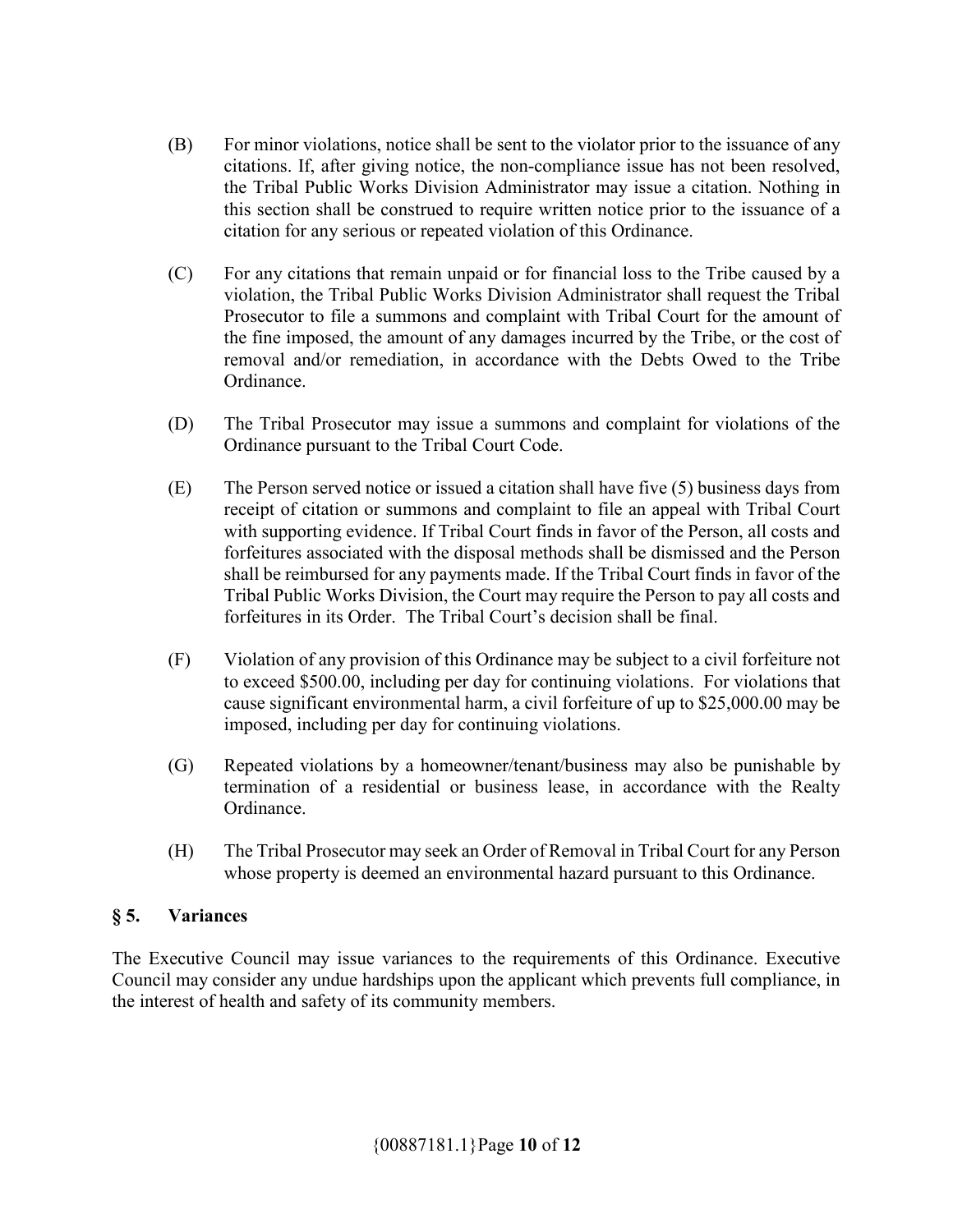(B) For minor violations, notice shall be sent to the violator prior to the issuance of any citations. If, after giving notice, the non-compliance issue has not been resolved, the Tribal Public Works Division Administrator may issue a citation. Nothing in this section shall be construed to require written notice prior to the issuance of a citation for any serious or repeated violation of this Ordinance.

(C) For any citations that remain unpaid or for financial loss to the Tribe caused by a violation, the Tribal Public Works Division Administrator shall request the Tribal Prosecutor to file a summons and complaint with Tribal Court for the amount of the fine imposed, the amount of any damages incurred by the Tribe, or the cost of removal and/or remediation, in accordance with the Debts Owed to the Tribe Ordinance.

(D) The Tribal Prosecutor may issue a summons and complaint for violations of the Ordinance pursuant to the Tribal Court Code.

(E) The Person served notice or issued a citation shall have five (5) business days from receipt of citation or summons and complaint to file an appeal with Tribal Court with supporting evidence. If Tribal Court finds in favor of the Person, all costs and forfeitures associated with the disposal methods shall be dismissed and the Person shall be reimbursed for any payments made. If the Tribal Court finds in favor of the Tribal Public Works Division, the Court may require the Person to pay all costs and forfeitures in its Order. The Tribal Court's decision shall be final.

(F) Violation of any provision of this Ordinance may be subject to a civil forfeiture not to exceed $500.00, including per day for continuing violations. For violations that cause significant environmental harm, a civil forfeiture of up to $25,000.00 may be imposed, including per day for continuing violations.

(G) Repeated violations by a homeowner/tenant/business may also be punishable by termination of a residential or business lease, in accordance with the Realty Ordinance.

(H) The Tribal Prosecutor may seek an Order of Removal in Tribal Court for any Person whose property is deemed an environmental hazard pursuant to this Ordinance.

## § 5. Variances

The Executive Council may issue variances to the requirements of this Ordinance. Executive Council may consider any undue hardships upon the applicant which prevents full compliance, in the interest of health and safety of its community members.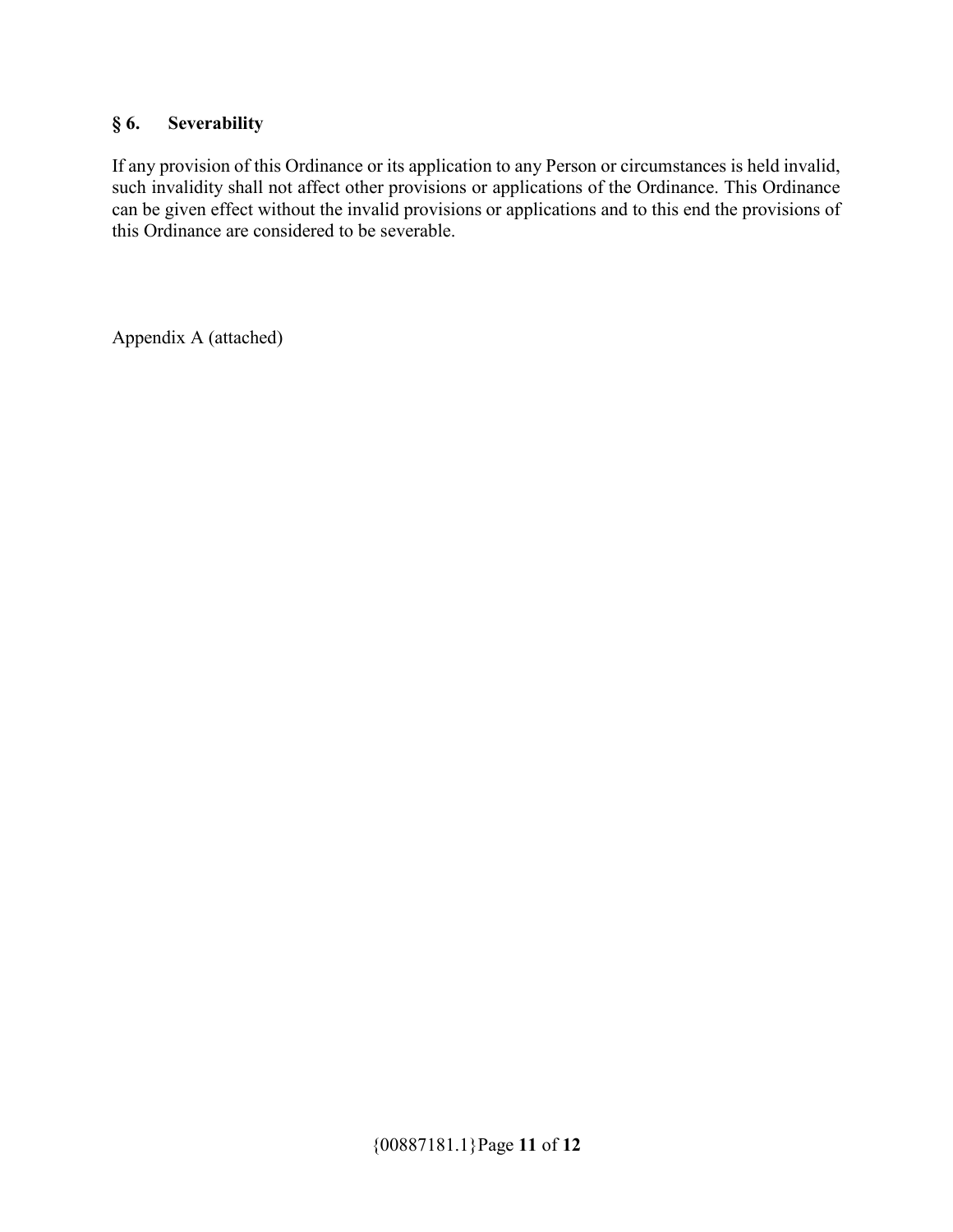## § 6. Severability

If any provision of this Ordinance or its application to any Person or circumstances is held invalid, such invalidity shall not affect other provisions or applications of the Ordinance. This Ordinance can be given effect without the invalid provisions or applications and to this end the provisions of this Ordinance are considered to be severable.

Appendix A (attached)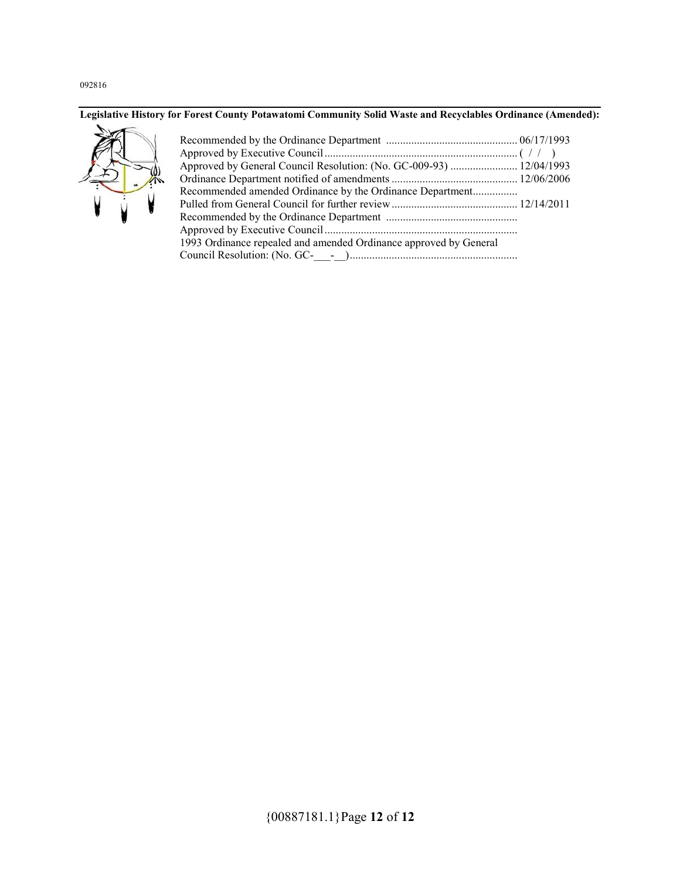**Legislative History for Forest County Potawatomi Community Solid Waste and Recyclables Ordinance (Amended):**

Recommended by the Ordinance Department ............................................... 06/17/1993
Approved by Executive Council ..................................................................... ( / / )
Approved by General Council Resolution: (No. GC-009-93) ........................ 12/04/1993
Ordinance Department notified of amendments ............................................ 12/06/2006
Recommended amended Ordinance by the Ordinance Department................
Pulled from General Council for further review ............................................ 12/14/2011
Recommended by the Ordinance Department ...............................................
Approved by Executive Council .....................................................................
1993 Ordinance repealed and amended Ordinance approved by General Council Resolution: (No. GC-___-__)...........................................................